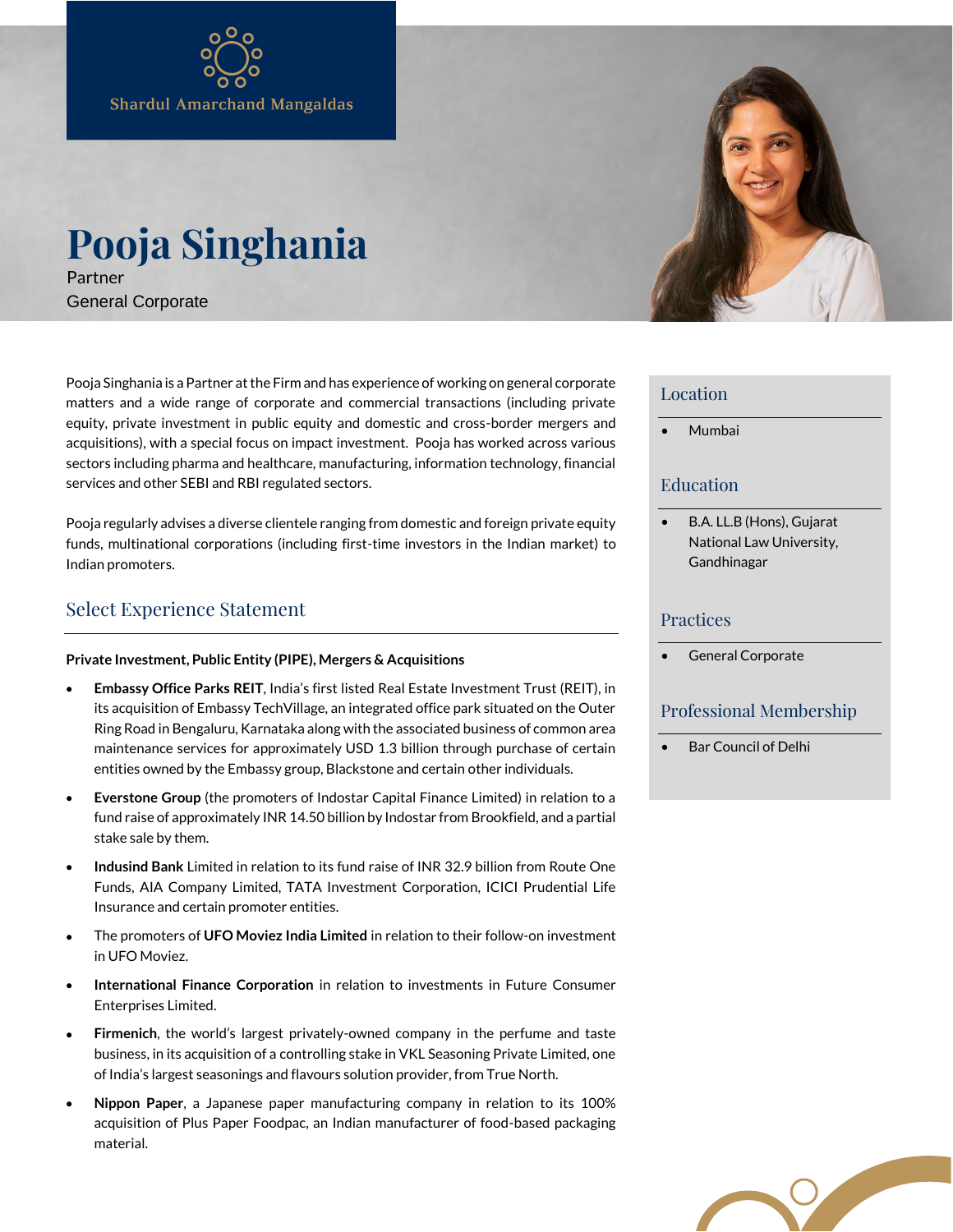Shardul Amarchand Mangaldas

# Pooja Singhania

Partner
General Corporate

Pooja Singhania is a Partner at the Firm and has experience of working on general corporate matters and a wide range of corporate and commercial transactions (including private equity, private investment in public equity and domestic and cross-border mergers and acquisitions), with a special focus on impact investment. Pooja has worked across various sectors including pharma and healthcare, manufacturing, information technology, financial services and other SEBI and RBI regulated sectors.

Pooja regularly advises a diverse clientele ranging from domestic and foreign private equity funds, multinational corporations (including first-time investors in the Indian market) to Indian promoters.

## Select Experience Statement

**Private Investment, Public Entity (PIPE), Mergers & Acquisitions**

- **Embassy Office Parks REIT**, India's first listed Real Estate Investment Trust (REIT), in its acquisition of Embassy TechVillage, an integrated office park situated on the Outer Ring Road in Bengaluru, Karnataka along with the associated business of common area maintenance services for approximately USD 1.3 billion through purchase of certain entities owned by the Embassy group, Blackstone and certain other individuals.
- **Everstone Group** (the promoters of Indostar Capital Finance Limited) in relation to a fund raise of approximately INR 14.50 billion by Indostar from Brookfield, and a partial stake sale by them.
- **Indusind Bank** Limited in relation to its fund raise of INR 32.9 billion from Route One Funds, AIA Company Limited, TATA Investment Corporation, ICICI Prudential Life Insurance and certain promoter entities.
- The promoters of **UFO Moviez India Limited** in relation to their follow-on investment in UFO Moviez.
- **International Finance Corporation** in relation to investments in Future Consumer Enterprises Limited.
- **Firmenich**, the world's largest privately-owned company in the perfume and taste business, in its acquisition of a controlling stake in VKL Seasoning Private Limited, one of India's largest seasonings and flavours solution provider, from True North.
- **Nippon Paper**, a Japanese paper manufacturing company in relation to its 100% acquisition of Plus Paper Foodpac, an Indian manufacturer of food-based packaging material.

## Location

- Mumbai

## Education

- B.A. LL.B (Hons), Gujarat National Law University, Gandhinagar

## Practices

- General Corporate

## Professional Membership

- Bar Council of Delhi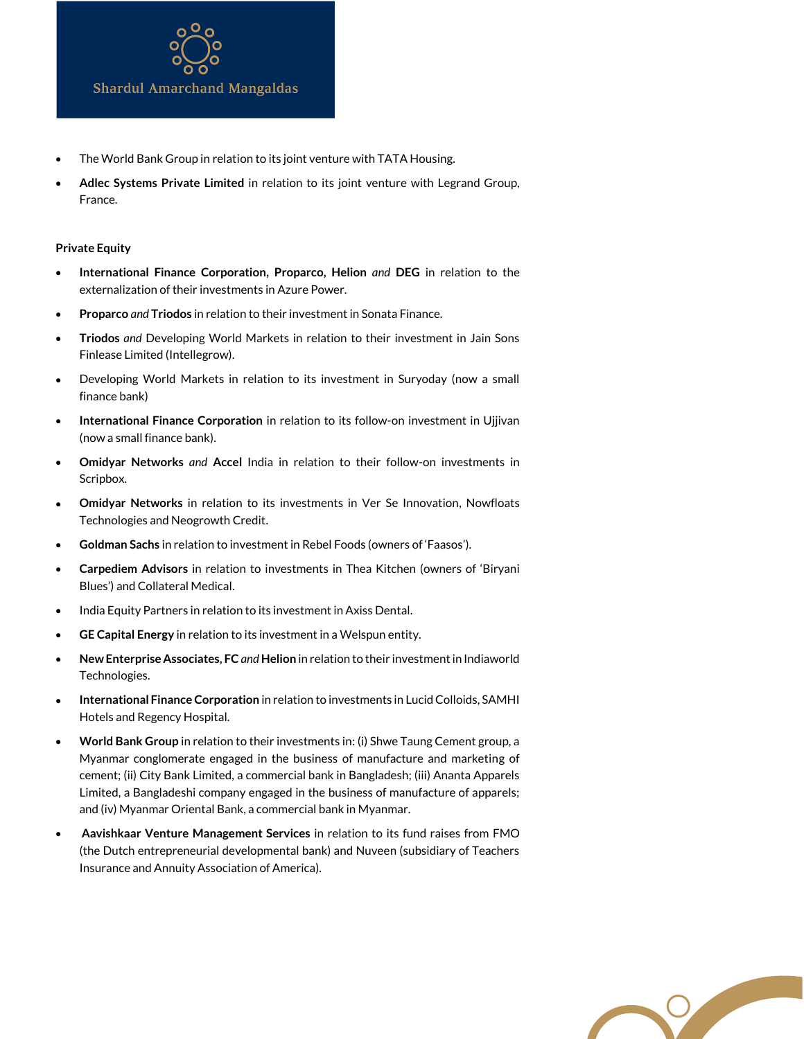- The World Bank Group in relation to its joint venture with TATA Housing.
- **Adlec Systems Private Limited** in relation to its joint venture with Legrand Group, France.

**Private Equity**

- **International Finance Corporation, Proparco, Helion** *and* **DEG** in relation to the externalization of their investments in Azure Power.
- **Proparco** *and* **Triodos** in relation to their investment in Sonata Finance.
- **Triodos** *and* Developing World Markets in relation to their investment in Jain Sons Finlease Limited (Intellegrow).
- Developing World Markets in relation to its investment in Suryoday (now a small finance bank)
- **International Finance Corporation** in relation to its follow-on investment in Ujjivan (now a small finance bank).
- **Omidyar Networks** *and* **Accel** India in relation to their follow-on investments in Scripbox.
- **Omidyar Networks** in relation to its investments in Ver Se Innovation, Nowfloats Technologies and Neogrowth Credit.
- **Goldman Sachs** in relation to investment in Rebel Foods (owners of 'Faasos').
- **Carpediem Advisors** in relation to investments in Thea Kitchen (owners of 'Biryani Blues') and Collateral Medical.
- India Equity Partners in relation to its investment in Axiss Dental.
- **GE Capital Energy** in relation to its investment in a Welspun entity.
- **New Enterprise Associates, FC** *and* **Helion** in relation to their investment in Indiaworld Technologies.
- **International Finance Corporation** in relation to investments in Lucid Colloids, SAMHI Hotels and Regency Hospital.
- **World Bank Group** in relation to their investments in: (i) Shwe Taung Cement group, a Myanmar conglomerate engaged in the business of manufacture and marketing of cement; (ii) City Bank Limited, a commercial bank in Bangladesh; (iii) Ananta Apparels Limited, a Bangladeshi company engaged in the business of manufacture of apparels; and (iv) Myanmar Oriental Bank, a commercial bank in Myanmar.
- **Aavishkaar Venture Management Services** in relation to its fund raises from FMO (the Dutch entrepreneurial developmental bank) and Nuveen (subsidiary of Teachers Insurance and Annuity Association of America).